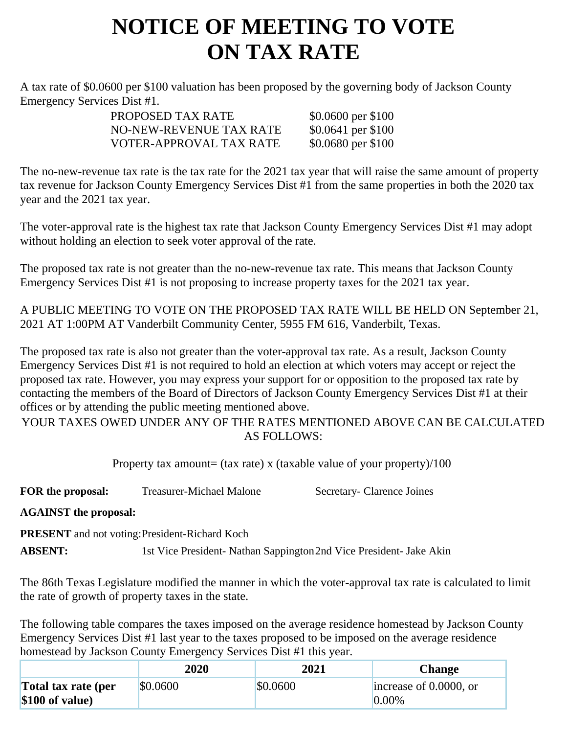# NOTICE OF MEETING TO VOTE ON TAX RATE

A tax rate of \$0.0600 per \$100 valuation has been proposed by the governing body of Jackson County Emergency Services Dist #1.

| | |
|---|---|
| PROPOSED TAX RATE | \$0.0600 per \$100 |
| NO-NEW-REVENUE TAX RATE | \$0.0641 per \$100 |
| VOTER-APPROVAL TAX RATE | \$0.0680 per \$100 |

The no-new-revenue tax rate is the tax rate for the 2021 tax year that will raise the same amount of property tax revenue for Jackson County Emergency Services Dist #1 from the same properties in both the 2020 tax year and the 2021 tax year.

The voter-approval rate is the highest tax rate that Jackson County Emergency Services Dist #1 may adopt without holding an election to seek voter approval of the rate.

The proposed tax rate is not greater than the no-new-revenue tax rate. This means that Jackson County Emergency Services Dist #1 is not proposing to increase property taxes for the 2021 tax year.

A PUBLIC MEETING TO VOTE ON THE PROPOSED TAX RATE WILL BE HELD ON September 21, 2021 AT 1:00PM AT Vanderbilt Community Center, 5955 FM 616, Vanderbilt, Texas.

The proposed tax rate is also not greater than the voter-approval tax rate. As a result, Jackson County Emergency Services Dist #1 is not required to hold an election at which voters may accept or reject the proposed tax rate. However, you may express your support for or opposition to the proposed tax rate by contacting the members of the Board of Directors of Jackson County Emergency Services Dist #1 at their offices or by attending the public meeting mentioned above.

YOUR TAXES OWED UNDER ANY OF THE RATES MENTIONED ABOVE CAN BE CALCULATED AS FOLLOWS:

Property tax amount= (tax rate) x (taxable value of your property)/100

**FOR the proposal:** Treasurer-Michael Malone, Secretary- Clarence Joines

**AGAINST the proposal:**

**PRESENT** and not voting: President-Richard Koch

**ABSENT:** 1st Vice President- Nathan Sappington, 2nd Vice President- Jake Akin

The 86th Texas Legislature modified the manner in which the voter-approval tax rate is calculated to limit the rate of growth of property taxes in the state.

The following table compares the taxes imposed on the average residence homestead by Jackson County Emergency Services Dist #1 last year to the taxes proposed to be imposed on the average residence homestead by Jackson County Emergency Services Dist #1 this year.

| | 2020 | 2021 | Change |
|---|---|---|---|
| **Total tax rate (per \$100 of value)** | \$0.0600 | \$0.0600 | increase of 0.0000, or 0.00% |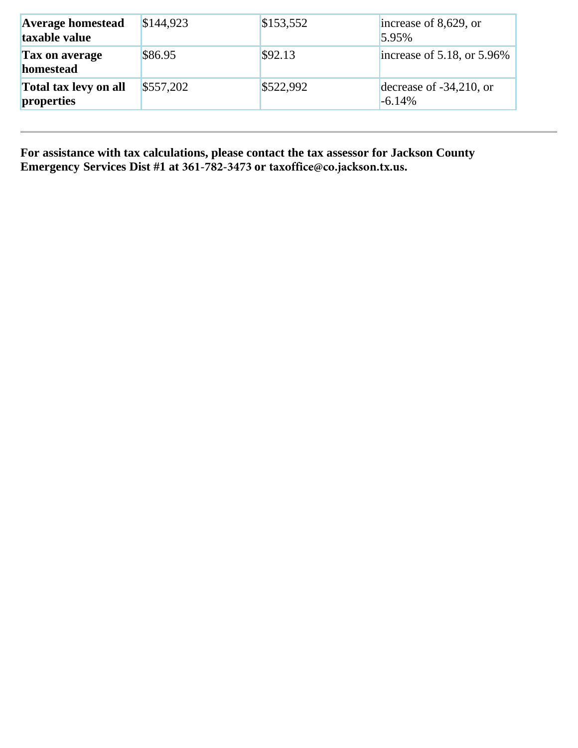| | | | |
|---|---|---|---|
| **Average homestead taxable value** | $144,923 | $153,552 | increase of 8,629, or 5.95% |
| **Tax on average homestead** | $86.95 | $92.13 | increase of 5.18, or 5.96% |
| **Total tax levy on all properties** | $557,202 | $522,992 | decrease of -34,210, or -6.14% |

---

**For assistance with tax calculations, please contact the tax assessor for Jackson County Emergency Services Dist #1 at 361-782-3473 or taxoffice@co.jackson.tx.us.**